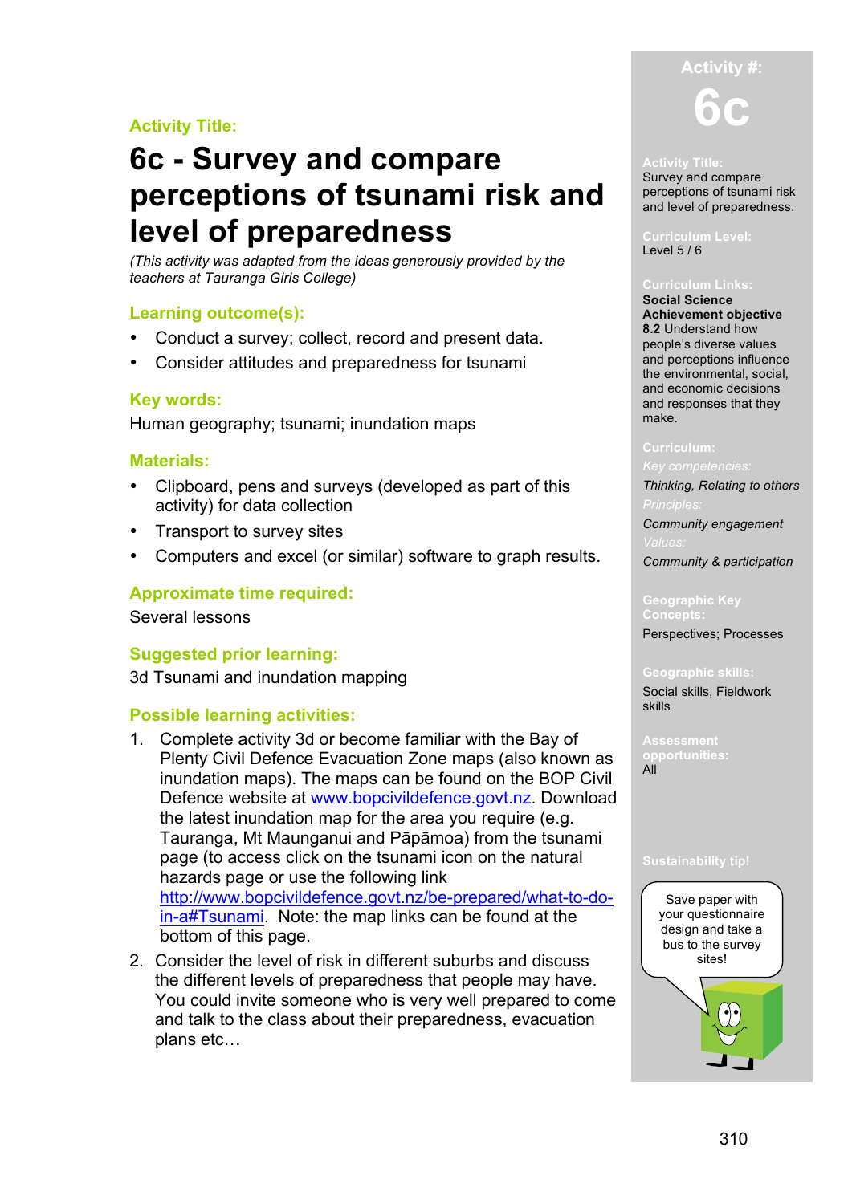**Activity Title:**

# 6c - Survey and compare perceptions of tsunami risk and level of preparedness

*(This activity was adapted from the ideas generously provided by the teachers at Tauranga Girls College)*

## Learning outcome(s):

- Conduct a survey; collect, record and present data.
- Consider attitudes and preparedness for tsunami

## Key words:

Human geography; tsunami; inundation maps

## Materials:

- Clipboard, pens and surveys (developed as part of this activity) for data collection
- Transport to survey sites
- Computers and excel (or similar) software to graph results.

## Approximate time required:

Several lessons

## Suggested prior learning:

3d Tsunami and inundation mapping

## Possible learning activities:

1. Complete activity 3d or become familiar with the Bay of Plenty Civil Defence Evacuation Zone maps (also known as inundation maps). The maps can be found on the BOP Civil Defence website at www.bopcivildefence.govt.nz. Download the latest inundation map for the area you require (e.g. Tauranga, Mt Maunganui and Pāpāmoa) from the tsunami page (to access click on the tsunami icon on the natural hazards page or use the following link http://www.bopcivildefence.govt.nz/be-prepared/what-to-do-in-a#Tsunami. Note: the map links can be found at the bottom of this page.
2. Consider the level of risk in different suburbs and discuss the different levels of preparedness that people may have. You could invite someone who is very well prepared to come and talk to the class about their preparedness, evacuation plans etc…

---

**Activity #:** 6c

**Activity Title:** Survey and compare perceptions of tsunami risk and level of preparedness.

**Curriculum Level:** Level 5 / 6

**Curriculum Links:** **Social Science Achievement objective 8.2** Understand how people's diverse values and perceptions influence the environmental, social, and economic decisions and responses that they make.

**Curriculum:**
*Key competencies:* *Thinking, Relating to others*
*Principles:* *Community engagement*
*Values:* *Community & participation*

**Geographic Key Concepts:** Perspectives; Processes

**Geographic skills:** Social skills, Fieldwork skills

**Assessment opportunities:** All

**Sustainability tip!**

Save paper with your questionnaire design and take a bus to the survey sites!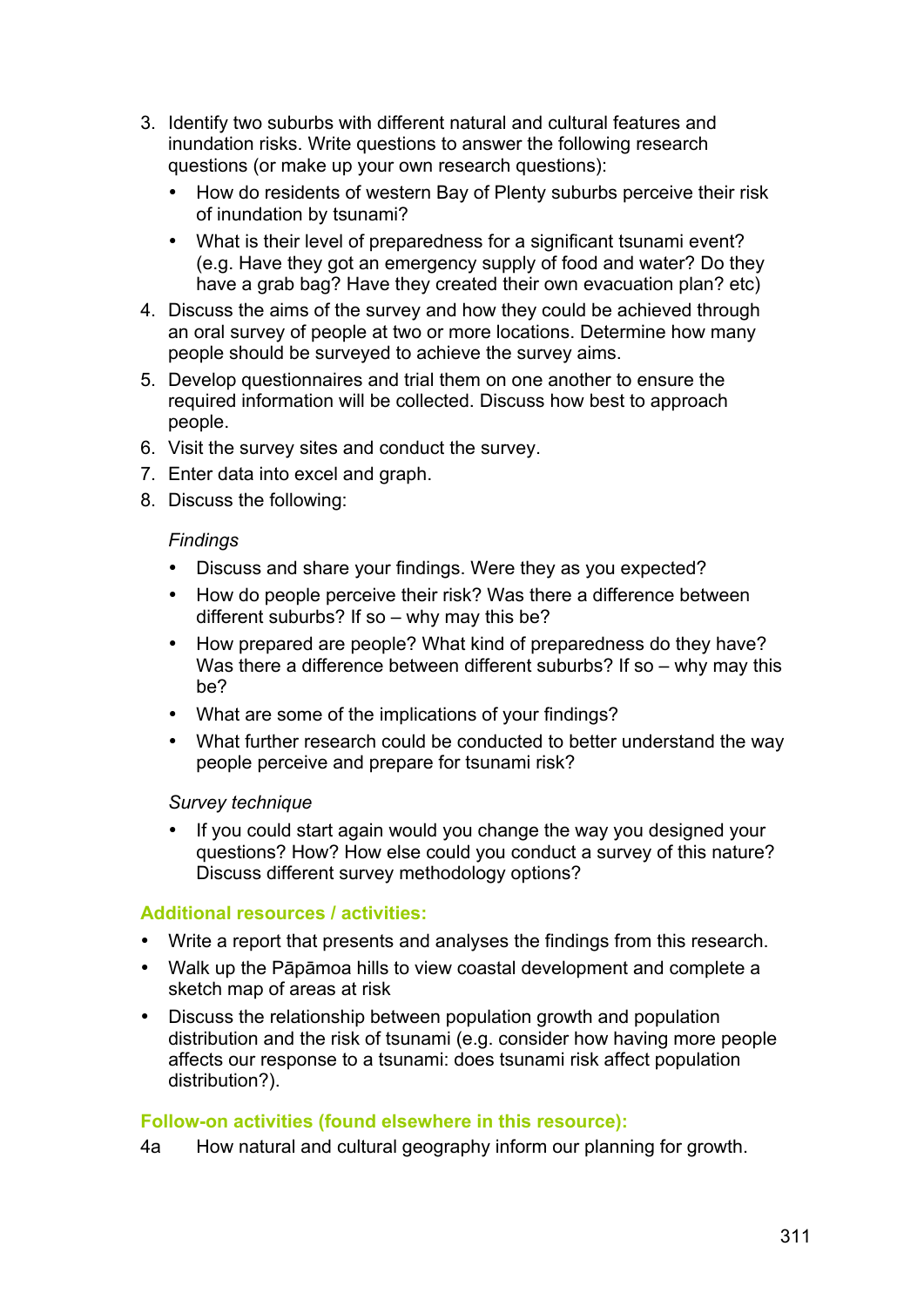3. Identify two suburbs with different natural and cultural features and inundation risks. Write questions to answer the following research questions (or make up your own research questions):
   - How do residents of western Bay of Plenty suburbs perceive their risk of inundation by tsunami?
   - What is their level of preparedness for a significant tsunami event? (e.g. Have they got an emergency supply of food and water? Do they have a grab bag? Have they created their own evacuation plan? etc)
4. Discuss the aims of the survey and how they could be achieved through an oral survey of people at two or more locations. Determine how many people should be surveyed to achieve the survey aims.
5. Develop questionnaires and trial them on one another to ensure the required information will be collected. Discuss how best to approach people.
6. Visit the survey sites and conduct the survey.
7. Enter data into excel and graph.
8. Discuss the following:

   *Findings*

   - Discuss and share your findings. Were they as you expected?
   - How do people perceive their risk? Was there a difference between different suburbs? If so – why may this be?
   - How prepared are people? What kind of preparedness do they have? Was there a difference between different suburbs? If so – why may this be?
   - What are some of the implications of your findings?
   - What further research could be conducted to better understand the way people perceive and prepare for tsunami risk?

   *Survey technique*

   - If you could start again would you change the way you designed your questions? How? How else could you conduct a survey of this nature? Discuss different survey methodology options?

**Additional resources / activities:**

- Write a report that presents and analyses the findings from this research.
- Walk up the Pāpāmoa hills to view coastal development and complete a sketch map of areas at risk
- Discuss the relationship between population growth and population distribution and the risk of tsunami (e.g. consider how having more people affects our response to a tsunami: does tsunami risk affect population distribution?).

**Follow-on activities (found elsewhere in this resource):**

4a How natural and cultural geography inform our planning for growth.